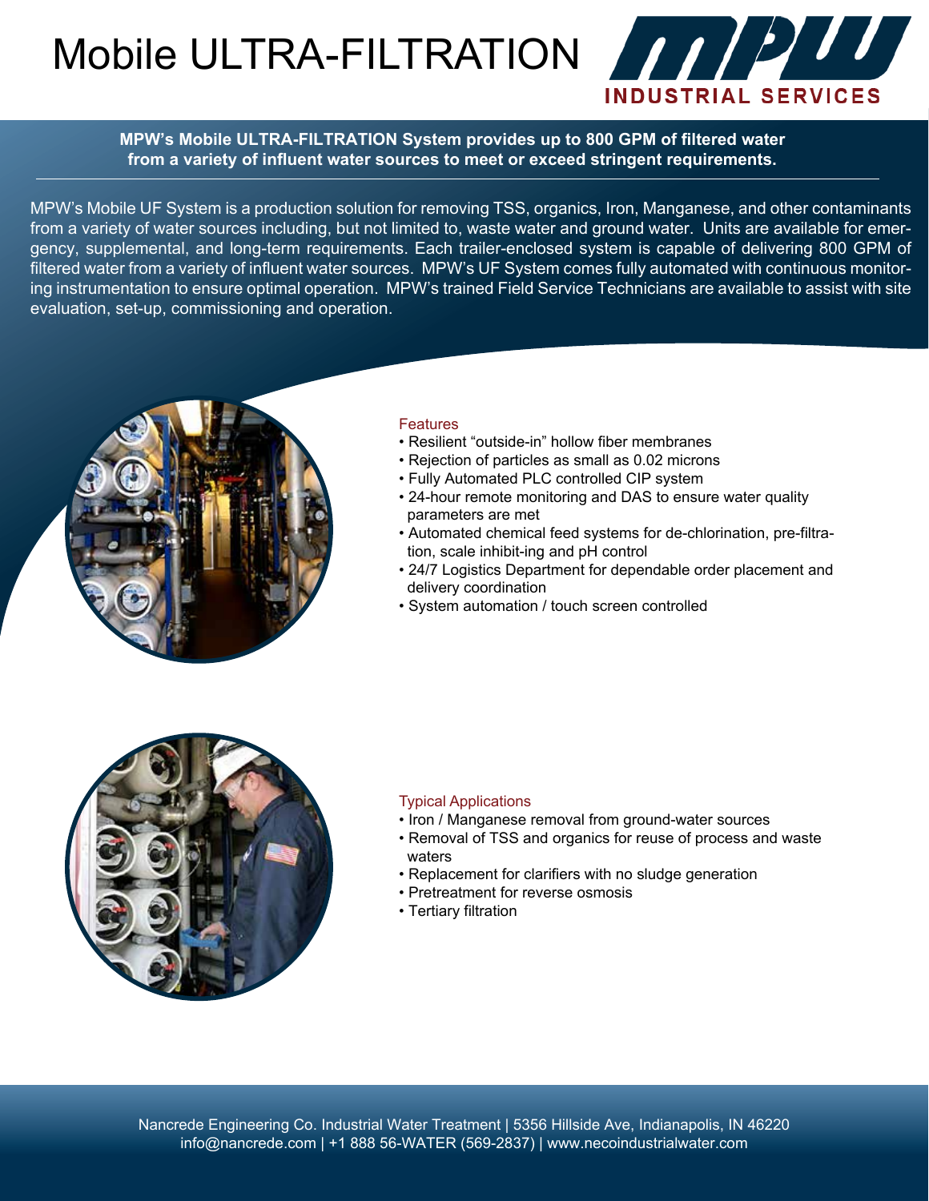# Mobile ULTRA-FILTRATION

MPW INDUSTRIAL SERVICES

**MPW's Mobile ULTRA-FILTRATION System provides up to 800 GPM of filtered water from a variety of influent water sources to meet or exceed stringent requirements.**

MPW's Mobile UF System is a production solution for removing TSS, organics, Iron, Manganese, and other contaminants from a variety of water sources including, but not limited to, waste water and ground water. Units are available for emergency, supplemental, and long-term requirements. Each trailer-enclosed system is capable of delivering 800 GPM of filtered water from a variety of influent water sources. MPW's UF System comes fully automated with continuous monitoring instrumentation to ensure optimal operation. MPW's trained Field Service Technicians are available to assist with site evaluation, set-up, commissioning and operation.

## Features

- Resilient "outside-in" hollow fiber membranes
- Rejection of particles as small as 0.02 microns
- Fully Automated PLC controlled CIP system
- 24-hour remote monitoring and DAS to ensure water quality parameters are met
- Automated chemical feed systems for de-chlorination, pre-filtration, scale inhibit-ing and pH control
- 24/7 Logistics Department for dependable order placement and delivery coordination
- System automation / touch screen controlled

## Typical Applications

- Iron / Manganese removal from ground-water sources
- Removal of TSS and organics for reuse of process and waste waters
- Replacement for clarifiers with no sludge generation
- Pretreatment for reverse osmosis
- Tertiary filtration

Nancrede Engineering Co. Industrial Water Treatment | 5356 Hillside Ave, Indianapolis, IN 46220
info@nancrede.com | +1 888 56-WATER (569-2837) | www.necoindustrialwater.com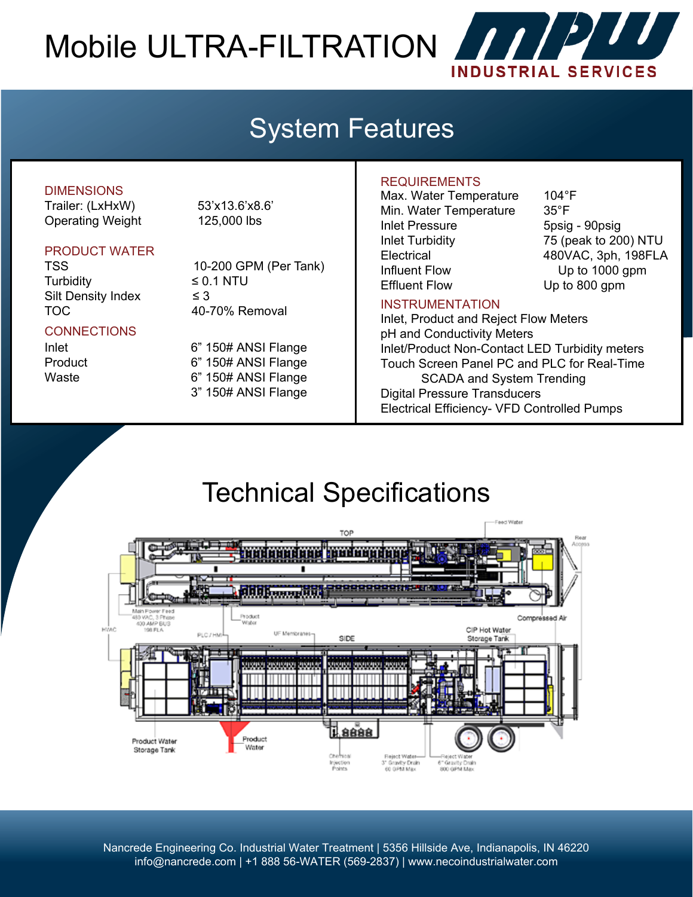# Mobile ULTRA-FILTRATION

MPW INDUSTRIAL SERVICES

## System Features

### DIMENSIONS

| | |
|---|---|
| Trailer: (LxHxW) | 53'x13.6'x8.6' |
| Operating Weight | 125,000 lbs |

### PRODUCT WATER

| | |
|---|---|
| TSS | 10-200 GPM (Per Tank) |
| Turbidity | ≤ 0.1 NTU |
| Silt Density Index | ≤ 3 |
| TOC | 40-70% Removal |

### CONNECTIONS

| | |
|---|---|
| Inlet | 6" 150# ANSI Flange |
| Product | 6" 150# ANSI Flange |
| Waste | 6" 150# ANSI Flange |
| | 3" 150# ANSI Flange |

### REQUIREMENTS

| | |
|---|---|
| Max. Water Temperature | 104°F |
| Min. Water Temperature | 35°F |
| Inlet Pressure | 5psig - 90psig |
| Inlet Turbidity | 75 (peak to 200) NTU |
| Electrical | 480VAC, 3ph, 198FLA |
| Influent Flow | Up to 1000 gpm |
| Effluent Flow | Up to 800 gpm |

### INSTRUMENTATION

Inlet, Product and Reject Flow Meters
pH and Conductivity Meters
Inlet/Product Non-Contact LED Turbidity meters
Touch Screen Panel PC and PLC for Real-Time SCADA and System Trending
Digital Pressure Transducers
Electrical Efficiency- VFD Controlled Pumps

## Technical Specifications

TOP
Feed Water
Rear Access
Main Power Feed 480 VAC, 3 Phase 400 AMP BUS 198 FLA
Product Water
Compressed Air
HVAC
PLC / HMI
UF Membranes
SIDE
CIP Hot Water Storage Tank
Product Water Storage Tank
Product Water
Chemical Injection Points
Reject Water 3" Gravity Drain 60 GPM Max
Reject Water 6" Gravity Drain 800 GPM Max

Nancrede Engineering Co. Industrial Water Treatment | 5356 Hillside Ave, Indianapolis, IN 46220
info@nancrede.com | +1 888 56-WATER (569-2837) | www.necoindustrialwater.com